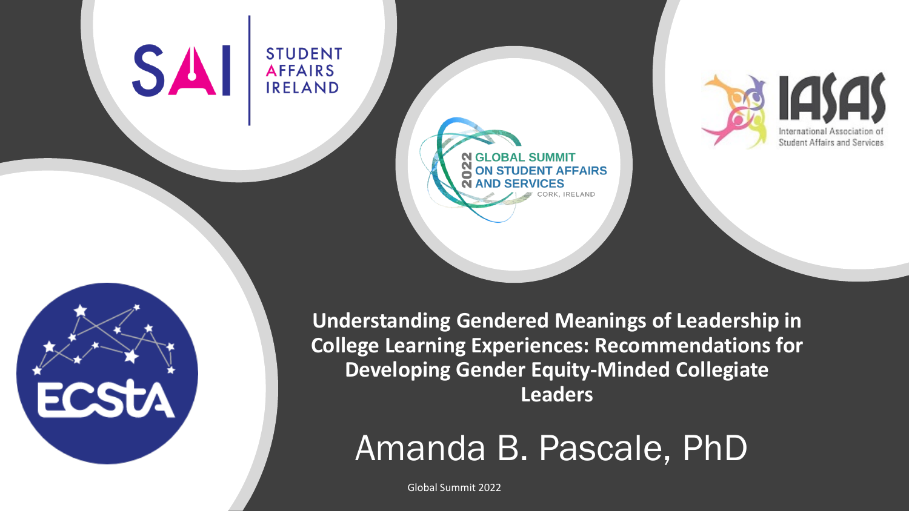STUDENT AFFAIRS IRELAND

2022 GLOBAL SUMMIT ON STUDENT AFFAIRS AND SERVICES

CORK, IRELAND

IASAS

International Association of Student Affairs and Services

ECStA

# Understanding Gendered Meanings of Leadership in College Learning Experiences: Recommendations for Developing Gender Equity-Minded Collegiate Leaders

## Amanda B. Pascale, PhD

Global Summit 2022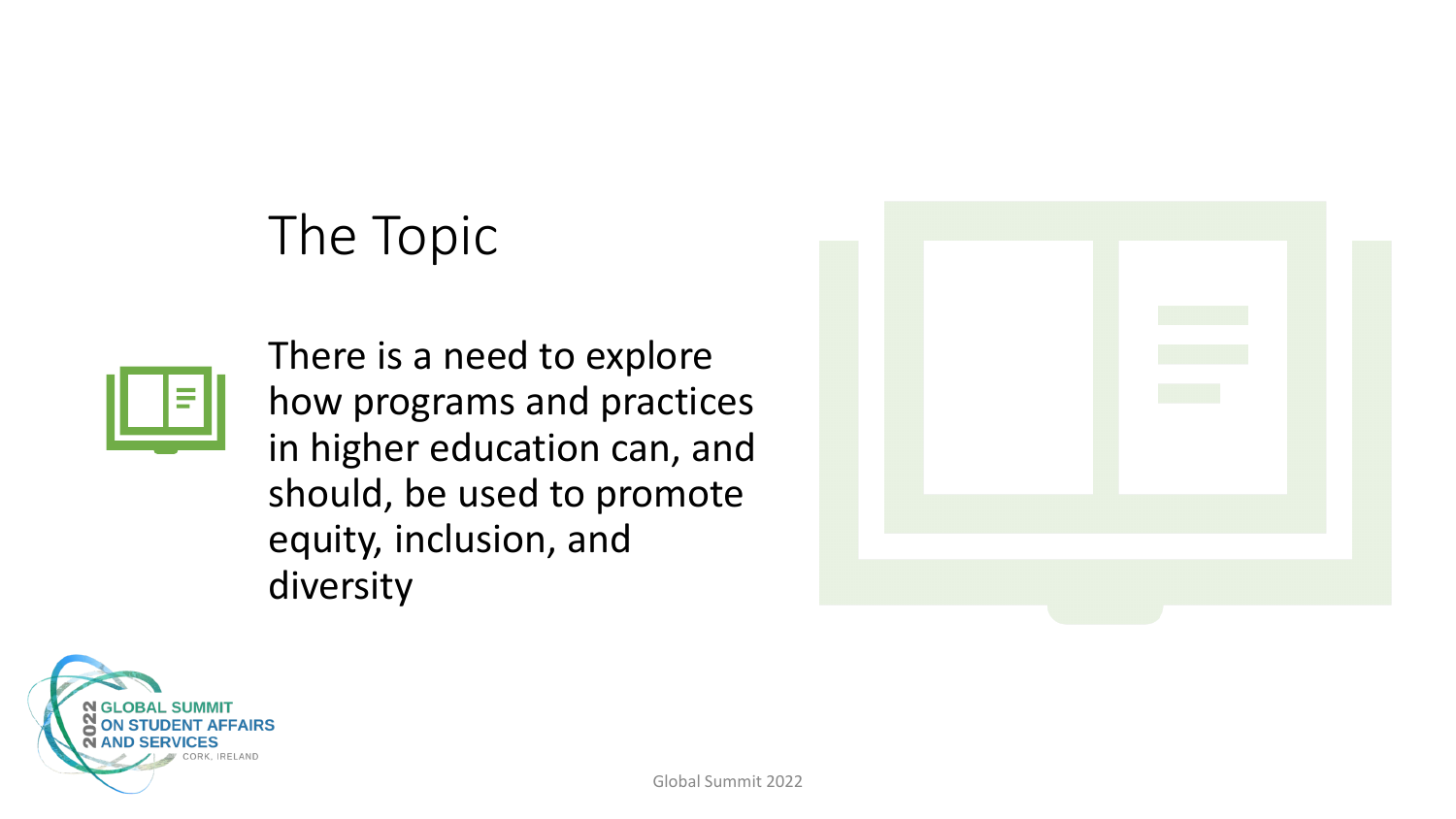# The Topic

There is a need to explore how programs and practices in higher education can, and should, be used to promote equity, inclusion, and diversity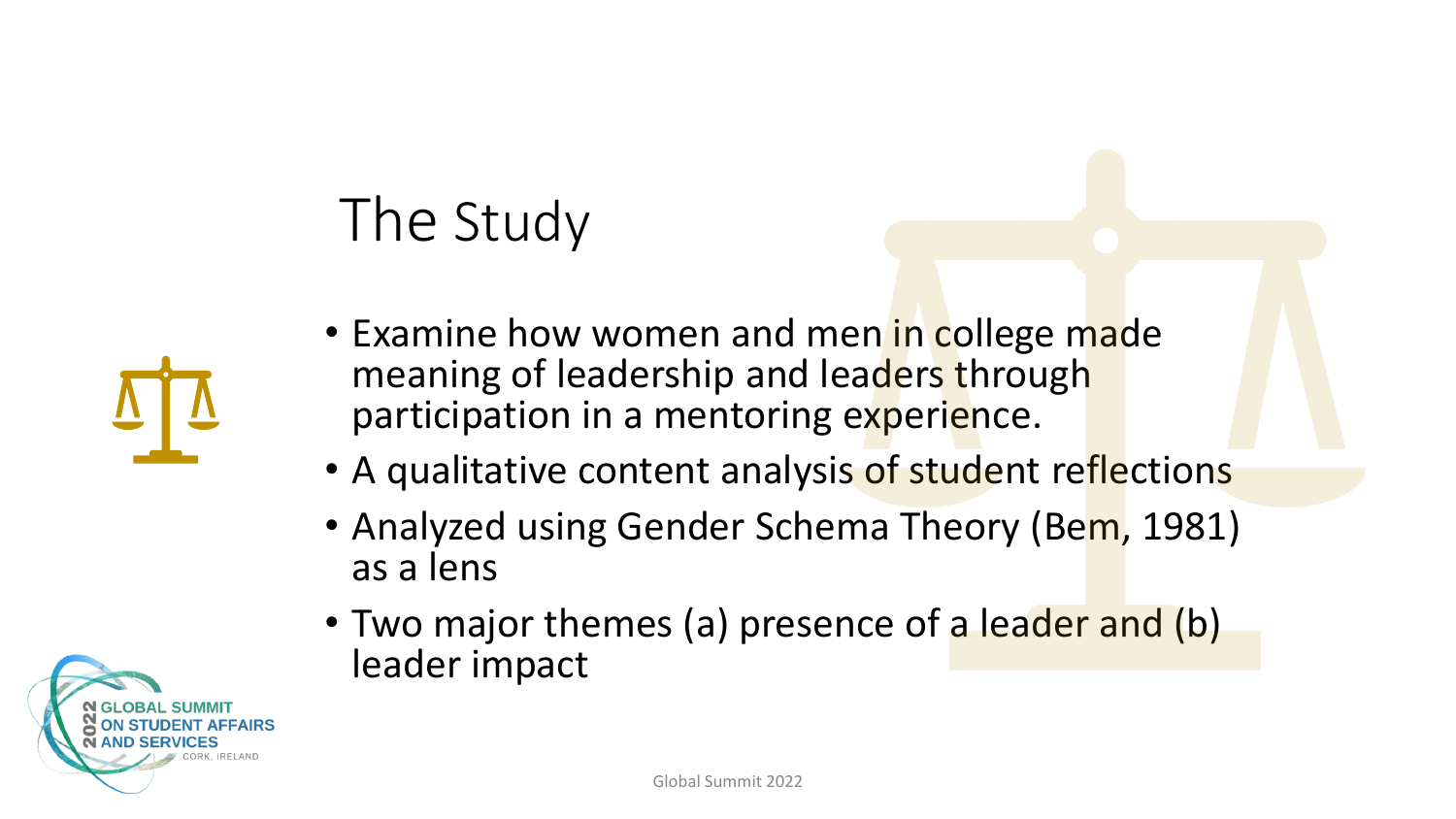# The Study

- Examine how women and men in college made meaning of leadership and leaders through participation in a mentoring experience.
- A qualitative content analysis of student reflections
- Analyzed using Gender Schema Theory (Bem, 1981) as a lens
- Two major themes (a) presence of a leader and (b) leader impact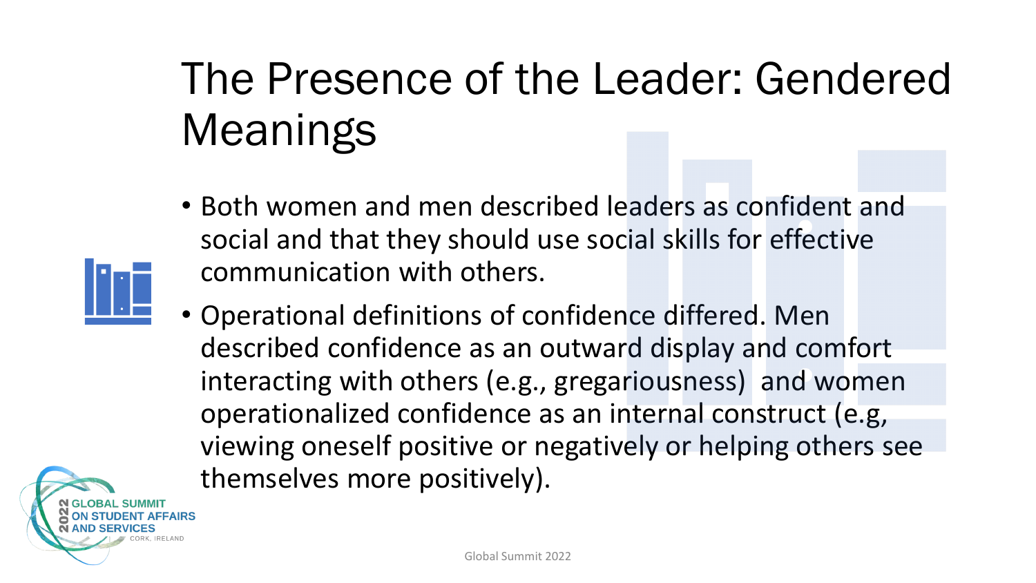# The Presence of the Leader: Gendered Meanings

- Both women and men described leaders as confident and social and that they should use social skills for effective communication with others.
- Operational definitions of confidence differed. Men described confidence as an outward display and comfort interacting with others (e.g., gregariousness) and women operationalized confidence as an internal construct (e.g, viewing oneself positive or negatively or helping others see themselves more positively).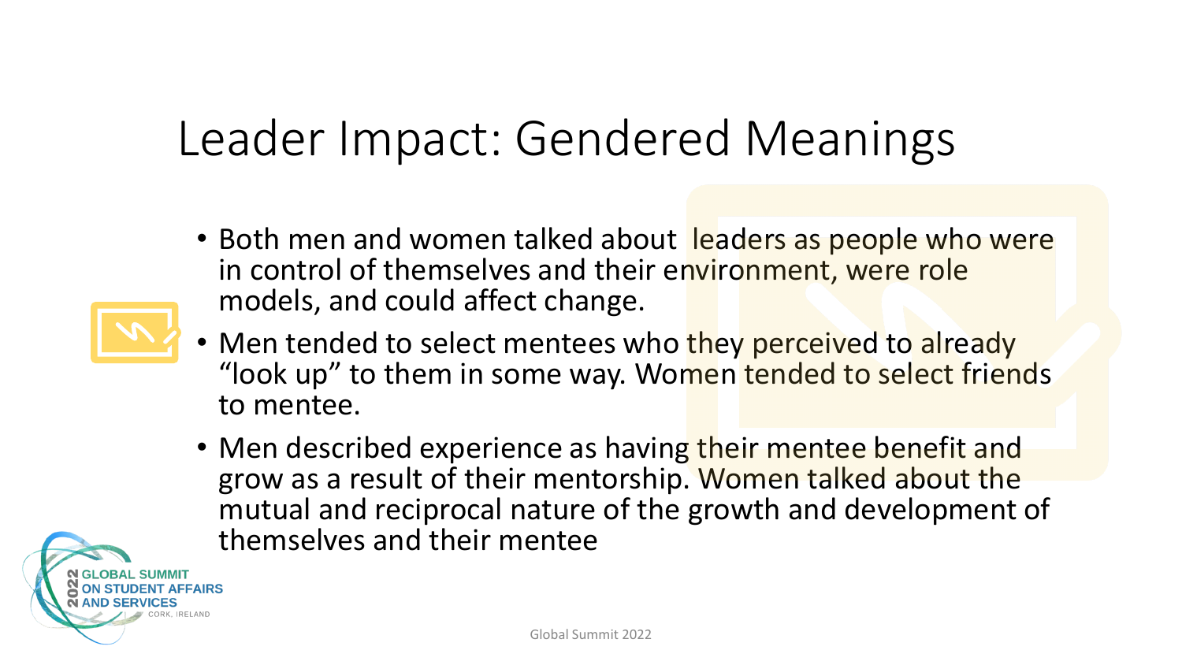# Leader Impact: Gendered Meanings

- Both men and women talked about leaders as people who were in control of themselves and their environment, were role models, and could affect change.
- Men tended to select mentees who they perceived to already "look up" to them in some way. Women tended to select friends to mentee.
- Men described experience as having their mentee benefit and grow as a result of their mentorship. Women talked about the mutual and reciprocal nature of the growth and development of themselves and their mentee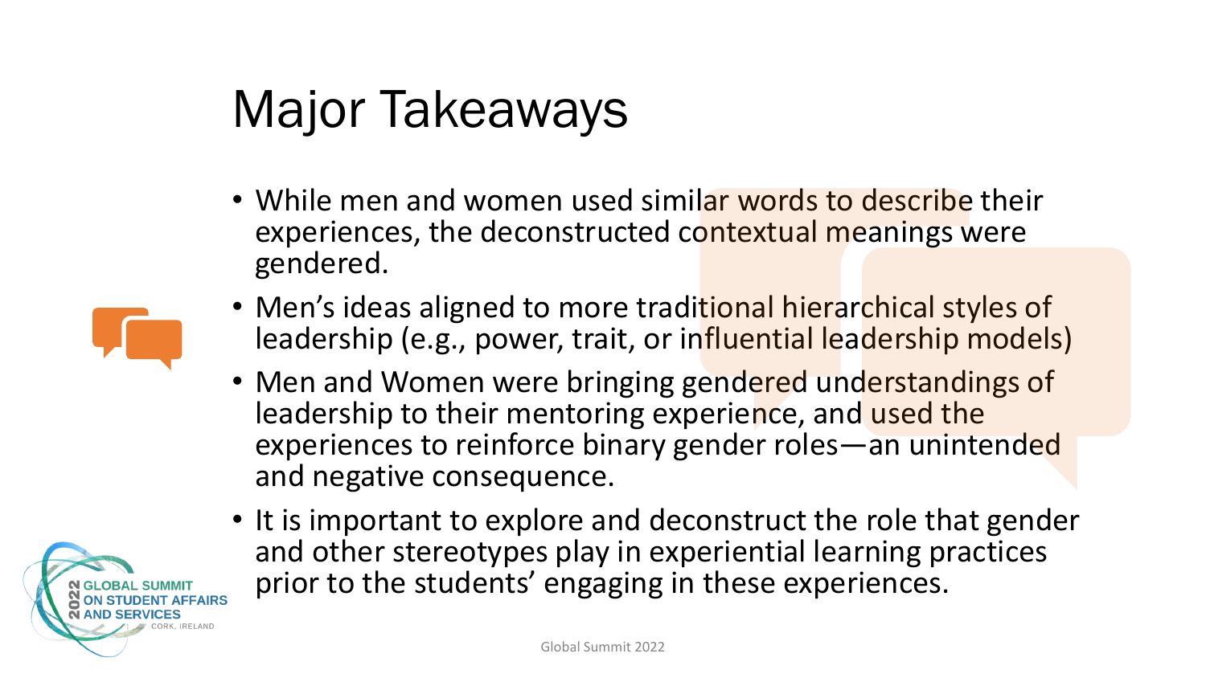# Major Takeaways

- While men and women used similar words to describe their experiences, the deconstructed contextual meanings were gendered.
- Men's ideas aligned to more traditional hierarchical styles of leadership (e.g., power, trait, or influential leadership models)
- Men and Women were bringing gendered understandings of leadership to their mentoring experience, and used the experiences to reinforce binary gender roles—an unintended and negative consequence.
- It is important to explore and deconstruct the role that gender and other stereotypes play in experiential learning practices prior to the students' engaging in these experiences.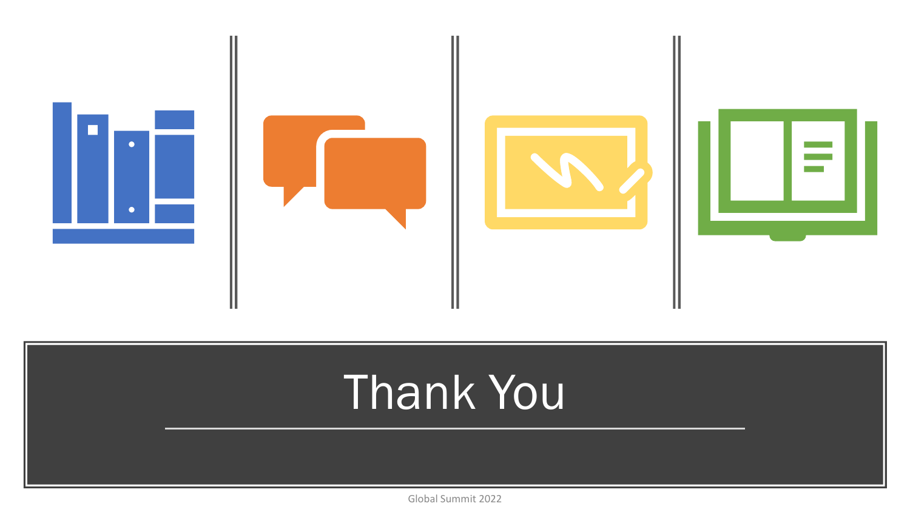# Thank You

Global Summit 2022